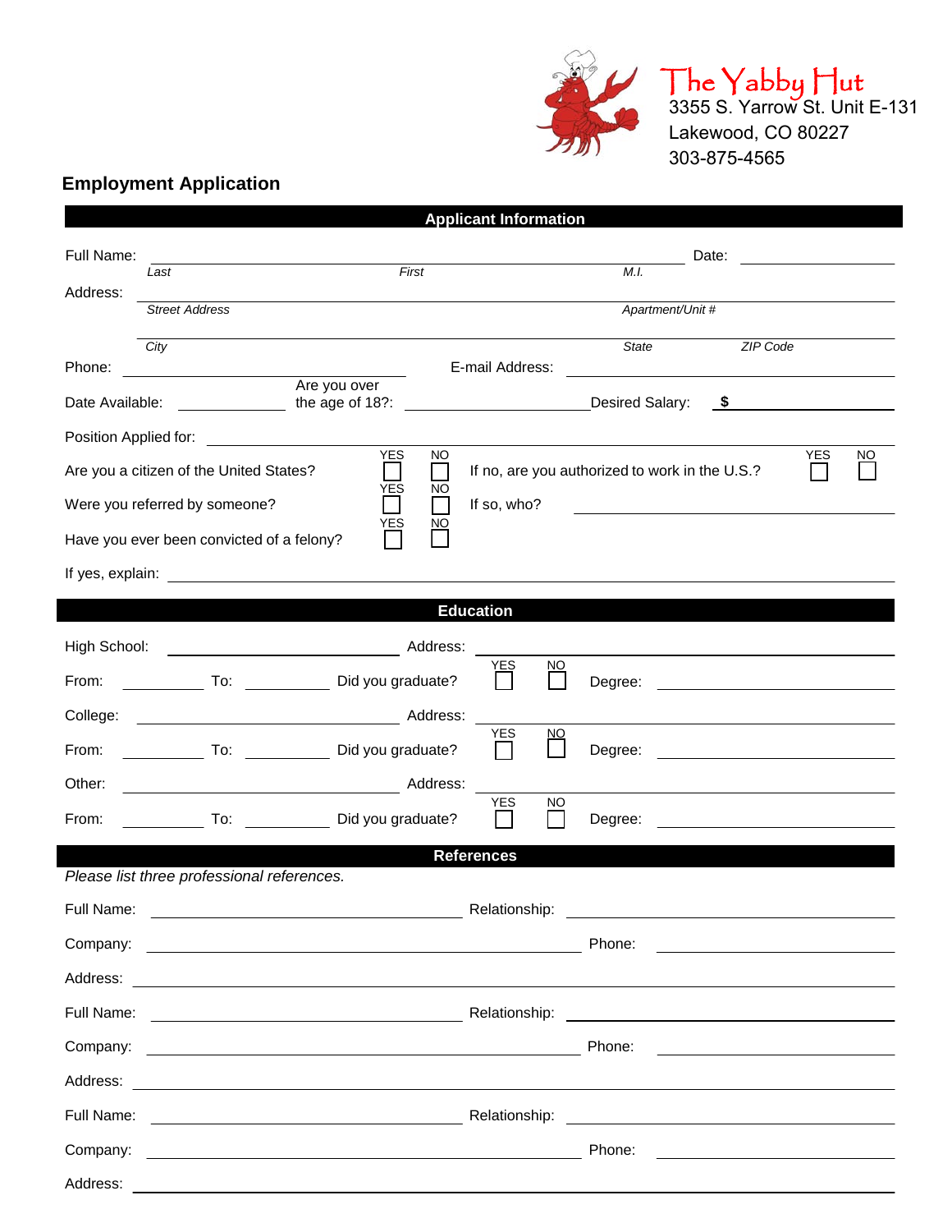# The Yabby Hut

3355 S. Yarrow St. Unit E-131
Lakewood, CO 80227
303-875-4565

## Employment Application

### Applicant Information

Full Name: ______________________________________________ Date: ____________

*Last* *First* *M.I.*

Address: ______________________________________________

*Street Address* *Apartment/Unit #*

______________________________________________

*City* *State* *ZIP Code*

Phone: ____________________ E-mail Address: ____________________

Date Available: ____________ Are you over the age of 18?: ____________ Desired Salary: $ ____________

Position Applied for: ______________________________________________

Are you a citizen of the United States? YES ☐ NO ☐ If no, are you authorized to work in the U.S.? YES ☐ NO ☐

Were you referred by someone? YES ☐ NO ☐ If so, who? ____________________

Have you ever been convicted of a felony? YES ☐ NO ☐

If yes, explain: ______________________________________________

### Education

High School: ____________________ Address: ____________________

From: __________ To: __________ Did you graduate? YES ☐ NO ☐ Degree: ____________

College: ____________________ Address: ____________________

From: __________ To: __________ Did you graduate? YES ☐ NO ☐ Degree: ____________

Other: ____________________ Address: ____________________

From: __________ To: __________ Did you graduate? YES ☐ NO ☐ Degree: ____________

### References

*Please list three professional references.*

Full Name: ____________________ Relationship: ____________________

Company: ____________________ Phone: ____________________

Address: ______________________________________________

Full Name: ____________________ Relationship: ____________________

Company: ____________________ Phone: ____________________

Address: ______________________________________________

Full Name: ____________________ Relationship: ____________________

Company: ____________________ Phone: ____________________

Address: ______________________________________________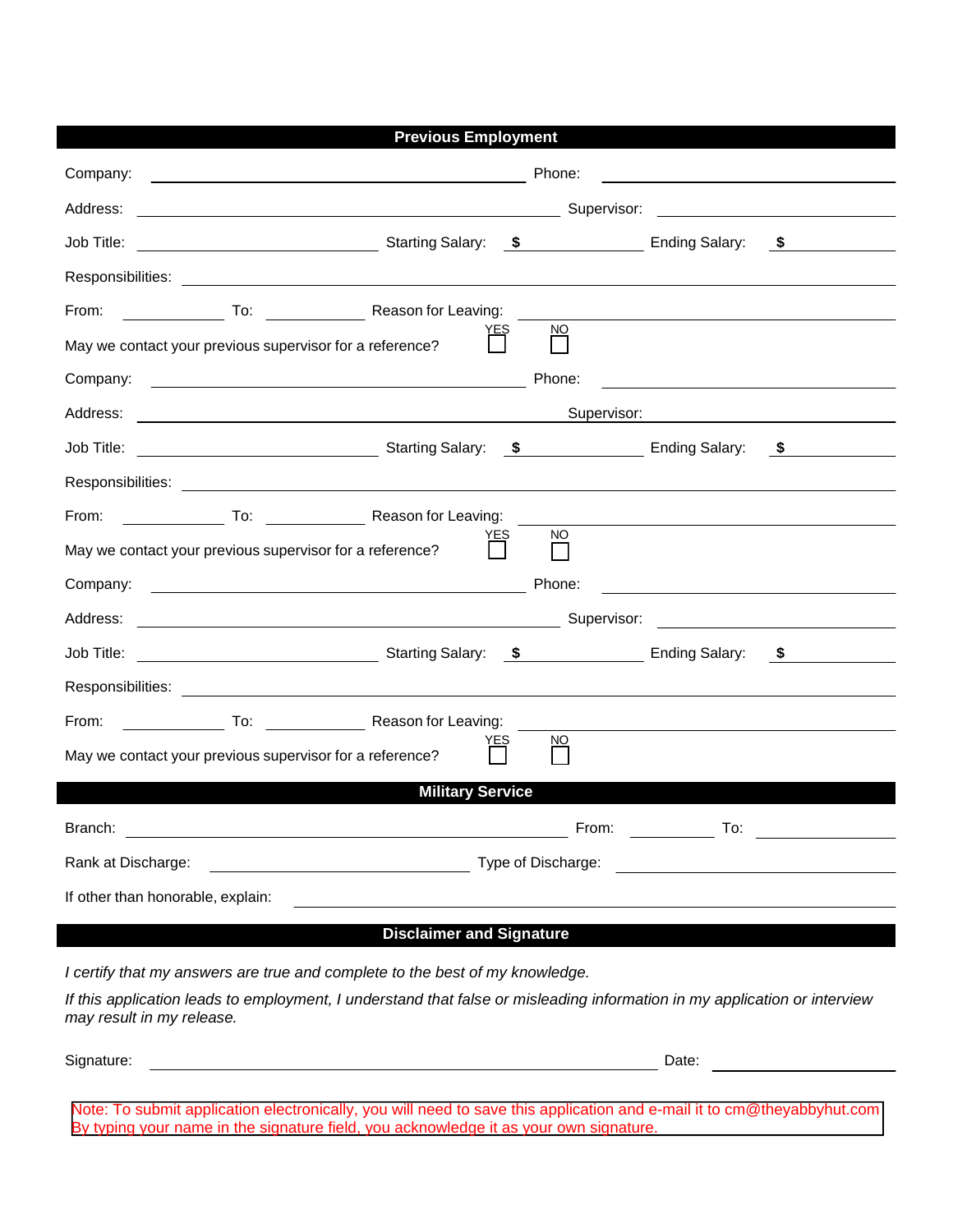## Previous Employment

Company: ______________________________ Phone: ______________

Address: ______________________________ Supervisor: ______________

Job Title: ______________ Starting Salary: $ __________ Ending Salary: $ __________

Responsibilities: ______________________________

From: ________ To: ________ Reason for Leaving: ______________

May we contact your previous supervisor for a reference? YES ☐ NO ☐

Company: ______________________________ Phone: ______________

Address: ______________________________ Supervisor: ______________

Job Title: ______________ Starting Salary: $ __________ Ending Salary: $ __________

Responsibilities: ______________________________

From: ________ To: ________ Reason for Leaving: ______________

May we contact your previous supervisor for a reference? YES ☐ NO ☐

Company: ______________________________ Phone: ______________

Address: ______________________________ Supervisor: ______________

Job Title: ______________ Starting Salary: $ __________ Ending Salary: $ __________

Responsibilities: ______________________________

From: ________ To: ________ Reason for Leaving: ______________

May we contact your previous supervisor for a reference? YES ☐ NO ☐

## Military Service

Branch: ______________________________ From: ________ To: ________

Rank at Discharge: ______________ Type of Discharge: ______________

If other than honorable, explain: ______________________________

## Disclaimer and Signature

*I certify that my answers are true and complete to the best of my knowledge.*

*If this application leads to employment, I understand that false or misleading information in my application or interview may result in my release.*

Signature: ______________________________ Date: ______________

Note: To submit application electronically, you will need to save this application and e-mail it to cm@theyabbyhut.com
By typing your name in the signature field, you acknowledge it as your own signature.